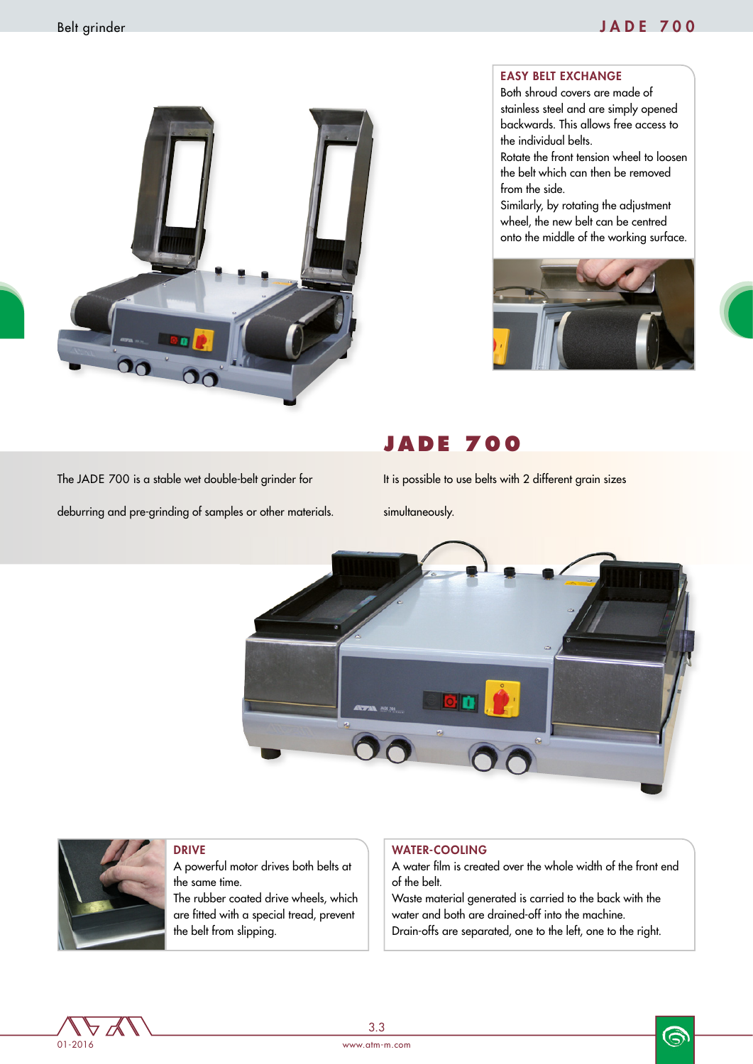# JADE 700

## EASY BELT EXCHANGE

Both shroud covers are made of stainless steel and are simply opened backwards. This allows free access to the individual belts.
Rotate the front tension wheel to loosen the belt which can then be removed from the side.
Similarly, by rotating the adjustment wheel, the new belt can be centred onto the middle of the working surface.

The JADE 700 is a stable wet double-belt grinder for deburring and pre-grinding of samples or other materials.

It is possible to use belts with 2 different grain sizes simultaneously.

## DRIVE

A powerful motor drives both belts at the same time.
The rubber coated drive wheels, which are fitted with a special tread, prevent the belt from slipping.

## WATER-COOLING

A water film is created over the whole width of the front end of the belt.
Waste material generated is carried to the back with the water and both are drained-off into the machine.
Drain-offs are separated, one to the left, one to the right.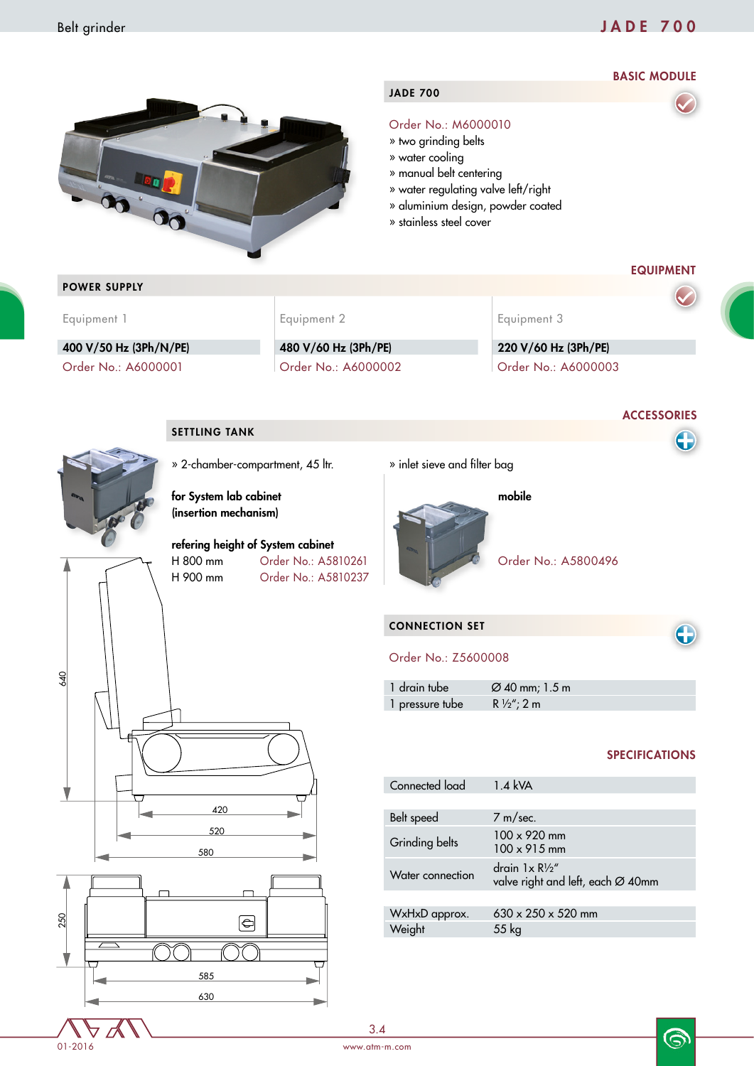Belt grinder

# JADE 700

## BASIC MODULE

### JADE 700

Order No.: M6000010

- » two grinding belts
- » water cooling
- » manual belt centering
- » water regulating valve left/right
- » aluminium design, powder coated
- » stainless steel cover

## EQUIPMENT

### POWER SUPPLY

| Equipment 1 | Equipment 2 | Equipment 3 |
|---|---|---|
| **400 V/50 Hz (3Ph/N/PE)** | **480 V/60 Hz (3Ph/PE)** | **220 V/60 Hz (3Ph/PE)** |
| Order No.: A6000001 | Order No.: A6000002 | Order No.: A6000003 |

## ACCESSORIES

### SETTLING TANK

» 2-chamber-compartment, 45 ltr.

» inlet sieve and filter bag

**for System lab cabinet (insertion mechanism)**

**refering height of System cabinet**

H 800 mm Order No.: A5810261
H 900 mm Order No.: A5810237

**mobile**

Order No.: A5800496

### CONNECTION SET

Order No.: Z5600008

| | |
|---|---|
| 1 drain tube | Ø 40 mm; 1.5 m |
| 1 pressure tube | R ½"; 2 m |

## SPECIFICATIONS

| | |
|---|---|
| Connected load | 1.4 kVA |
| Belt speed | 7 m/sec. |
| Grinding belts | 100 x 920 mm<br>100 x 915 mm |
| Water connection | drain 1x R½"<br>valve right and left, each Ø 40mm |
| WxHxD approx. | 630 x 250 x 520 mm |
| Weight | 55 kg |

640
420
520
580
250
585
630

01-2016

www.atm-m.com